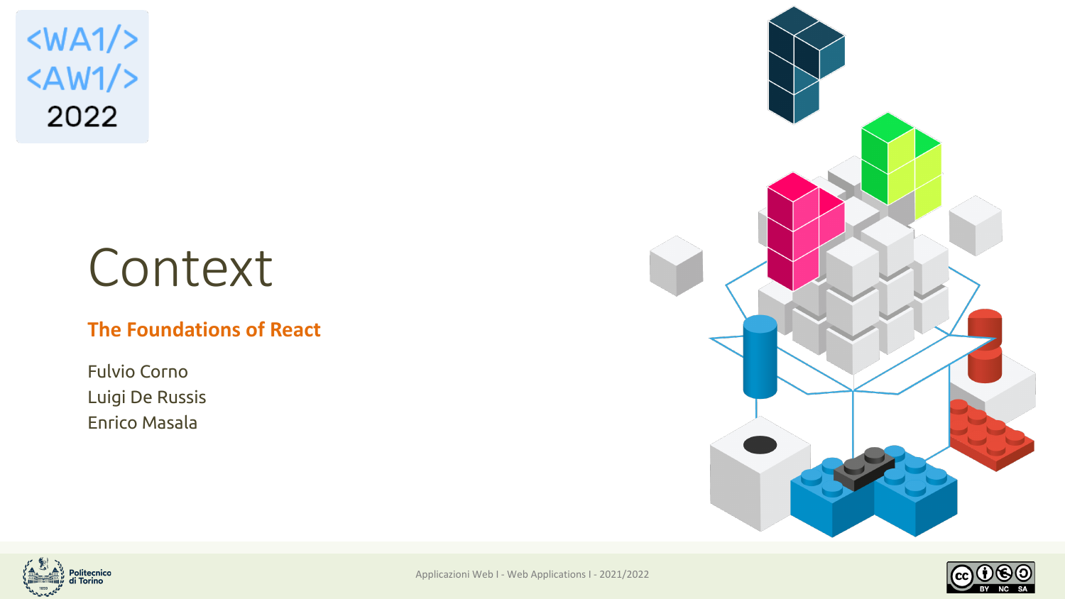<WA1/>
<AW1/>
2022

# Context

## The Foundations of React

Fulvio Corno
Luigi De Russis
Enrico Masala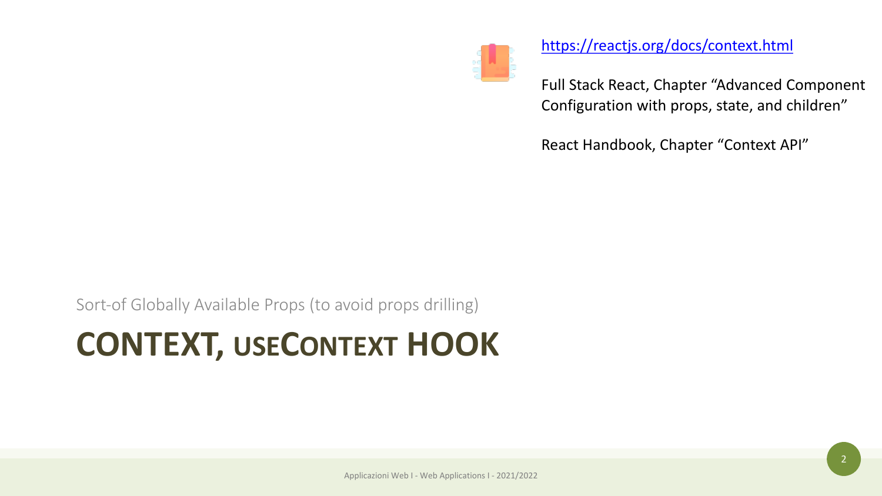https://reactjs.org/docs/context.html

Full Stack React, Chapter "Advanced Component Configuration with props, state, and children"

React Handbook, Chapter "Context API"

Sort-of Globally Available Props (to avoid props drilling)

# CONTEXT, USECONTEXT HOOK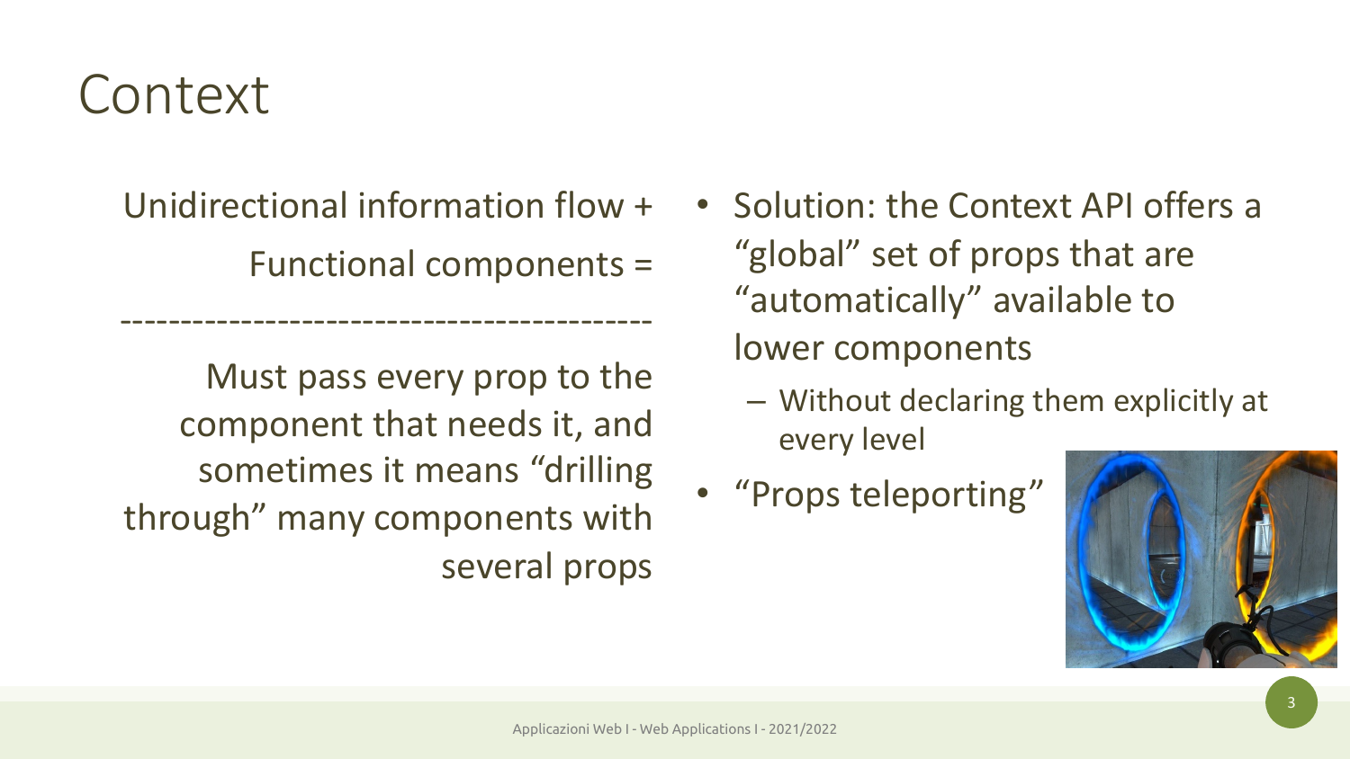# Context

Unidirectional information flow +

Functional components =

------------------------------------------

Must pass every prop to the component that needs it, and sometimes it means "drilling through" many components with several props

- Solution: the Context API offers a "global" set of props that are "automatically" available to lower components
  - Without declaring them explicitly at every level
- "Props teleporting"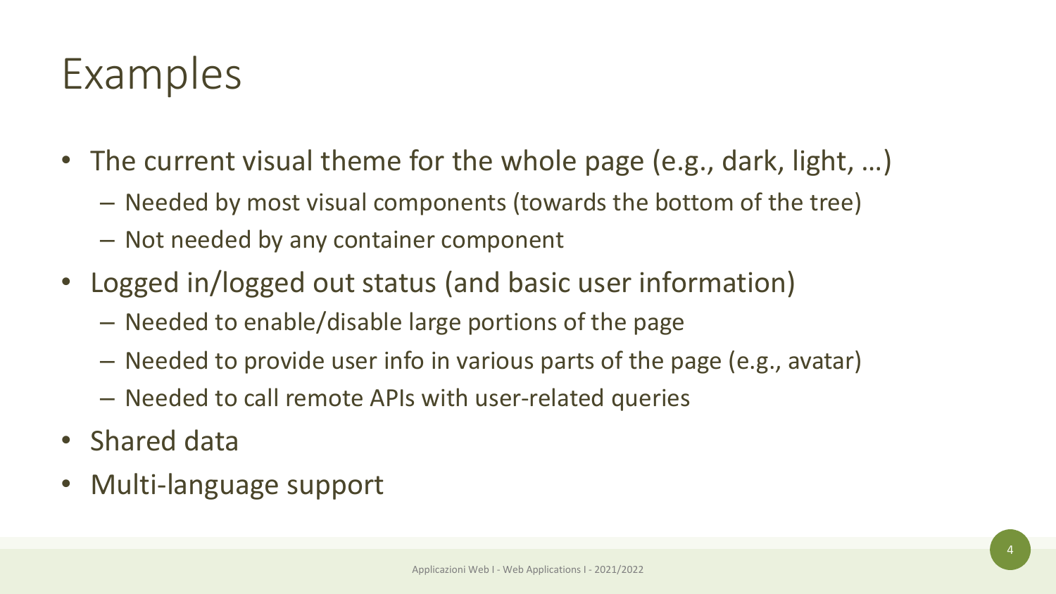# Examples

- The current visual theme for the whole page (e.g., dark, light, …)
  - Needed by most visual components (towards the bottom of the tree)
  - Not needed by any container component
- Logged in/logged out status (and basic user information)
  - Needed to enable/disable large portions of the page
  - Needed to provide user info in various parts of the page (e.g., avatar)
  - Needed to call remote APIs with user-related queries
- Shared data
- Multi-language support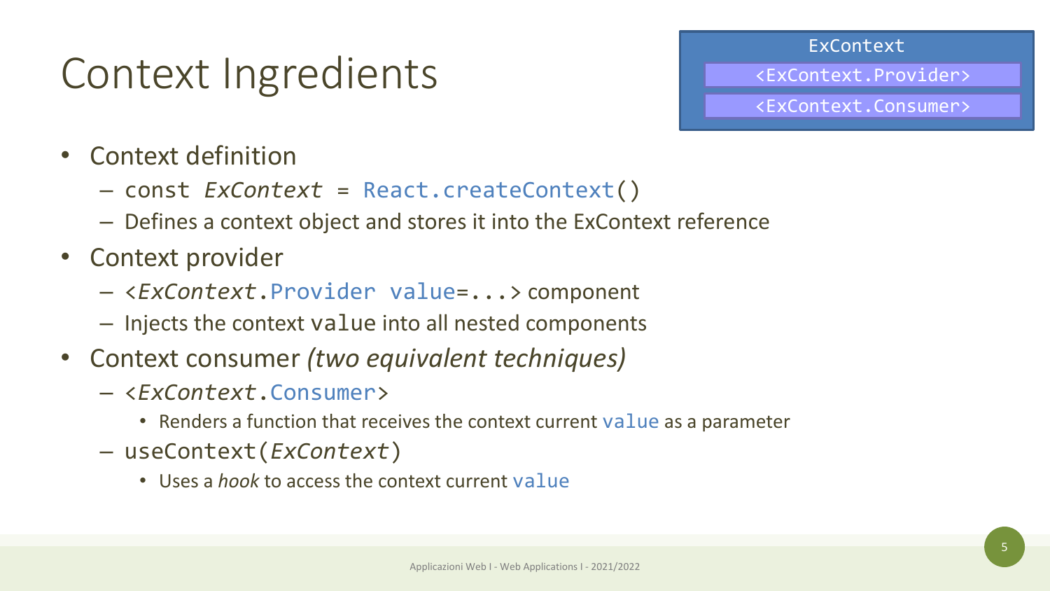# Context Ingredients

ExContext

`<ExContext.Provider>`

`<ExContext.Consumer>`

- Context definition
  - `const ExContext = React.createContext()`
  - Defines a context object and stores it into the ExContext reference
- Context provider
  - `<ExContext.Provider value=...>` component
  - Injects the context `value` into all nested components
- Context consumer *(two equivalent techniques)*
  - `<ExContext.Consumer>`
    - Renders a function that receives the context current `value` as a parameter
  - `useContext(ExContext)`
    - Uses a *hook* to access the context current `value`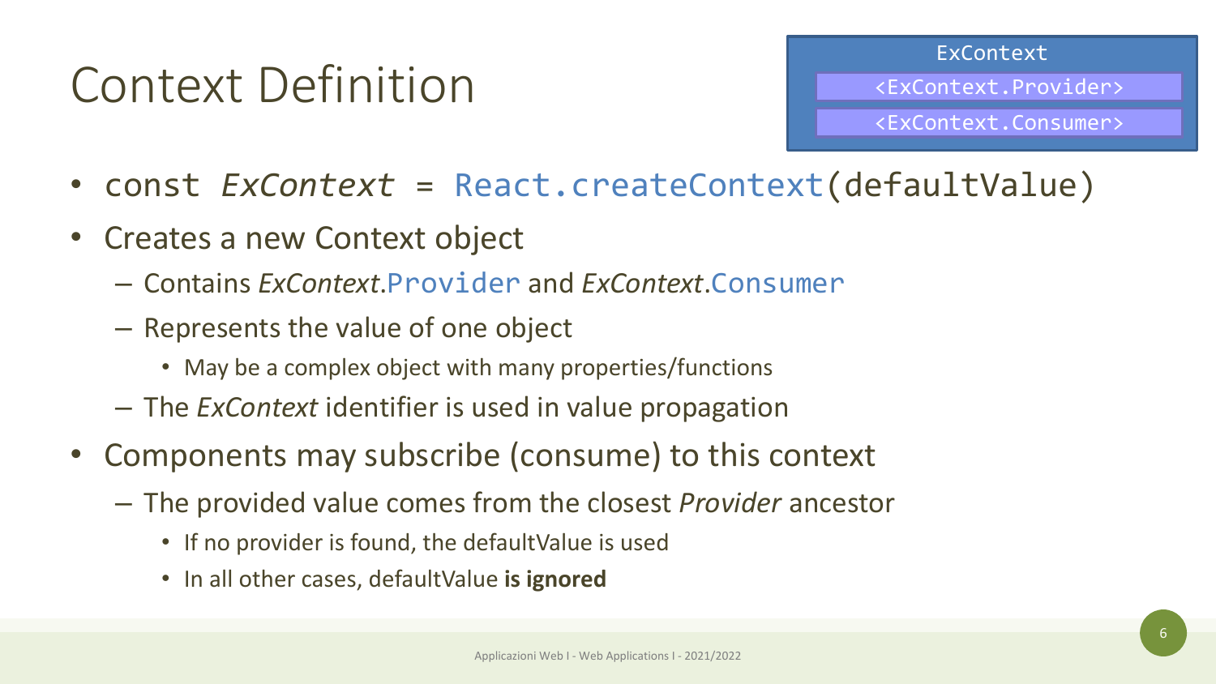# Context Definition

ExContext
`<ExContext.Provider>`
`<ExContext.Consumer>`

- `const ExContext = React.createContext(defaultValue)`
- Creates a new Context object
  - Contains *ExContext*.`Provider` and *ExContext*.`Consumer`
  - Represents the value of one object
    - May be a complex object with many properties/functions
  - The *ExContext* identifier is used in value propagation
- Components may subscribe (consume) to this context
  - The provided value comes from the closest *Provider* ancestor
    - If no provider is found, the defaultValue is used
    - In all other cases, defaultValue **is ignored**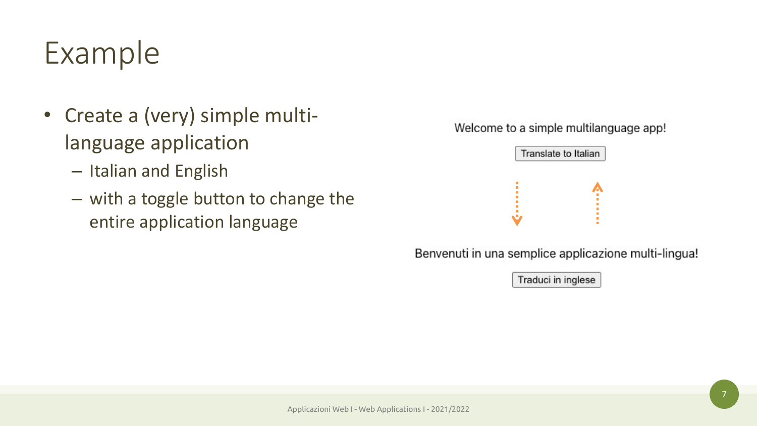# Example

- Create a (very) simple multi-language application
  - Italian and English
  - with a toggle button to change the entire application language

Welcome to a simple multilanguage app!

Translate to Italian

Benvenuti in una semplice applicazione multi-lingua!

Traduci in inglese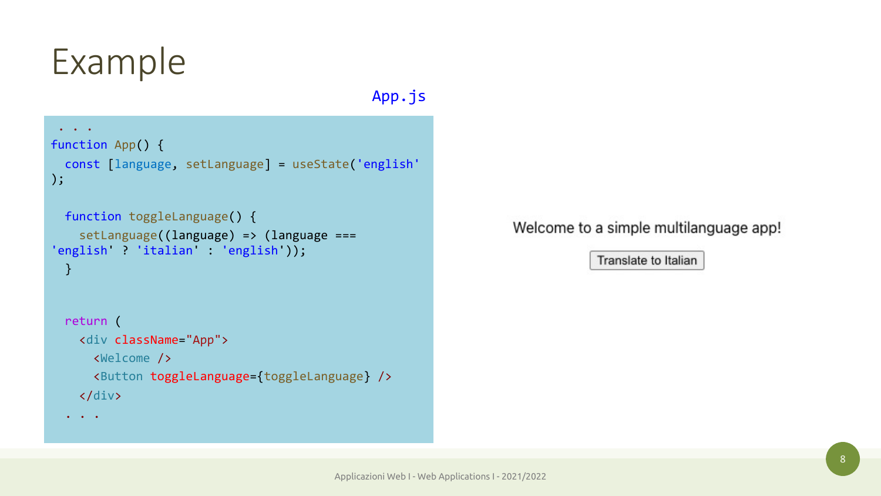# Example

App.js

```
  . . .
function App() {
  const [language, setLanguage] = useState('english'
);

  function toggleLanguage() {
    setLanguage((language) => (language ===
'english' ? 'italian' : 'english'));
  }


  return (
    <div className="App">
      <Welcome />
      <Button toggleLanguage={toggleLanguage} />
    </div>
  . . .
```

Welcome to a simple multilanguage app!

Translate to Italian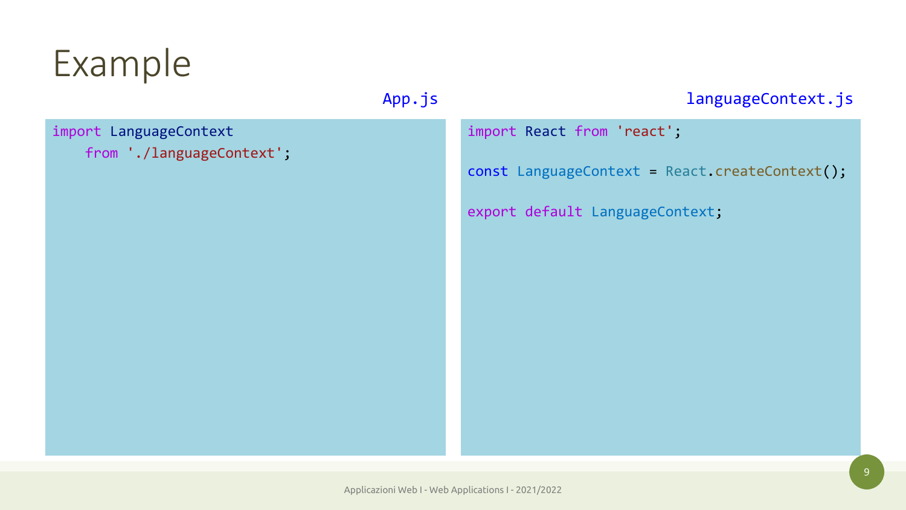# Example

App.js

```
import LanguageContext
    from './languageContext';
```

languageContext.js

```
import React from 'react';

const LanguageContext = React.createContext();

export default LanguageContext;
```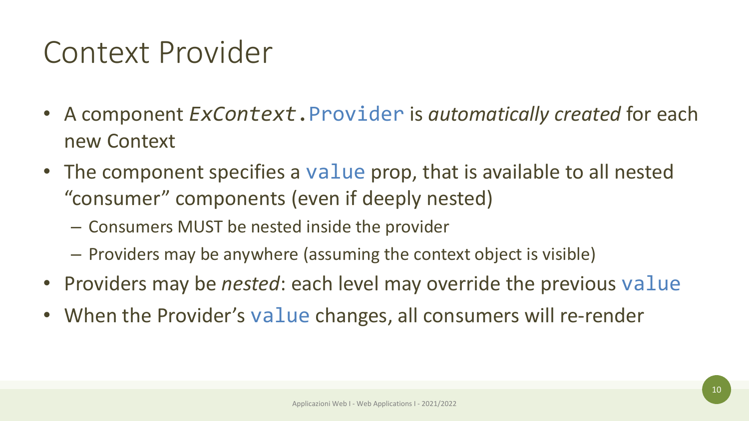# Context Provider

- A component `ExContext.Provider` is *automatically created* for each new Context
- The component specifies a `value` prop, that is available to all nested "consumer" components (even if deeply nested)
  - Consumers MUST be nested inside the provider
  - Providers may be anywhere (assuming the context object is visible)
- Providers may be *nested*: each level may override the previous `value`
- When the Provider's `value` changes, all consumers will re-render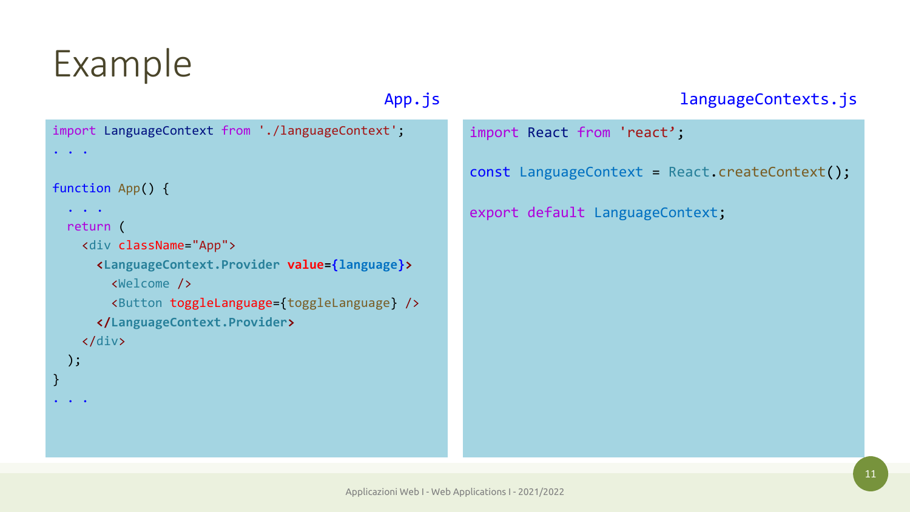# Example

App.js

```
import LanguageContext from './languageContext';
. . .

function App() {
  . . .
  return (
    <div className="App">
      <LanguageContext.Provider value={language}>
        <Welcome />
        <Button toggleLanguage={toggleLanguage} />
      </LanguageContext.Provider>
    </div>
  );
}
. . .
```

languageContexts.js

```
import React from 'react';

const LanguageContext = React.createContext();

export default LanguageContext;
```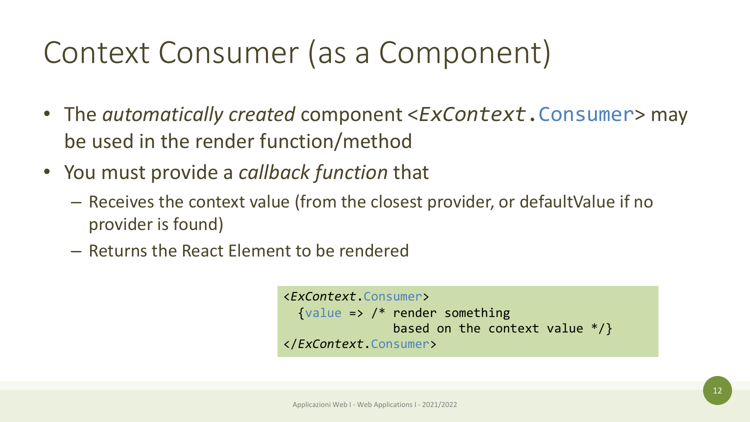# Context Consumer (as a Component)

- The *automatically created* component <`ExContext.Consumer`> may be used in the render function/method
- You must provide a *callback function* that
  - Receives the context value (from the closest provider, or defaultValue if no provider is found)
  - Returns the React Element to be rendered

```
<ExContext.Consumer>
  {value => /* render something
             based on the context value */}
</ExContext.Consumer>
```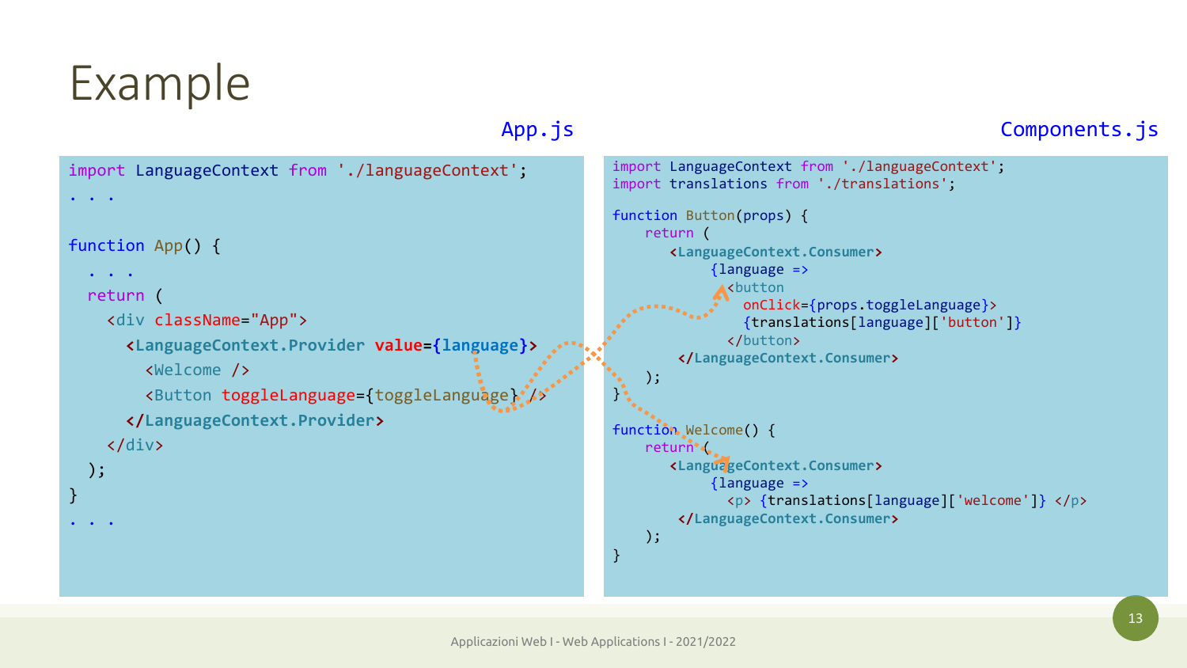# Example

**App.js**

```
import LanguageContext from './languageContext';
. . .

function App() {
  . . .
  return (
    <div className="App">
      <LanguageContext.Provider value={language}>
        <Welcome />
        <Button toggleLanguage={toggleLanguage} />
      </LanguageContext.Provider>
    </div>
  );
}
. . .
```

**Components.js**

```
import LanguageContext from './languageContext';
import translations from './translations';

function Button(props) {
    return (
        <LanguageContext.Consumer>
            {language =>
              <button
                onClick={props.toggleLanguage}>
                {translations[language]['button']}
              </button>}
        </LanguageContext.Consumer>
    );
}

function Welcome() {
    return (
        <LanguageContext.Consumer>
            {language =>
              <p> {translations[language]['welcome']} </p>}
        </LanguageContext.Consumer>
    );
}
```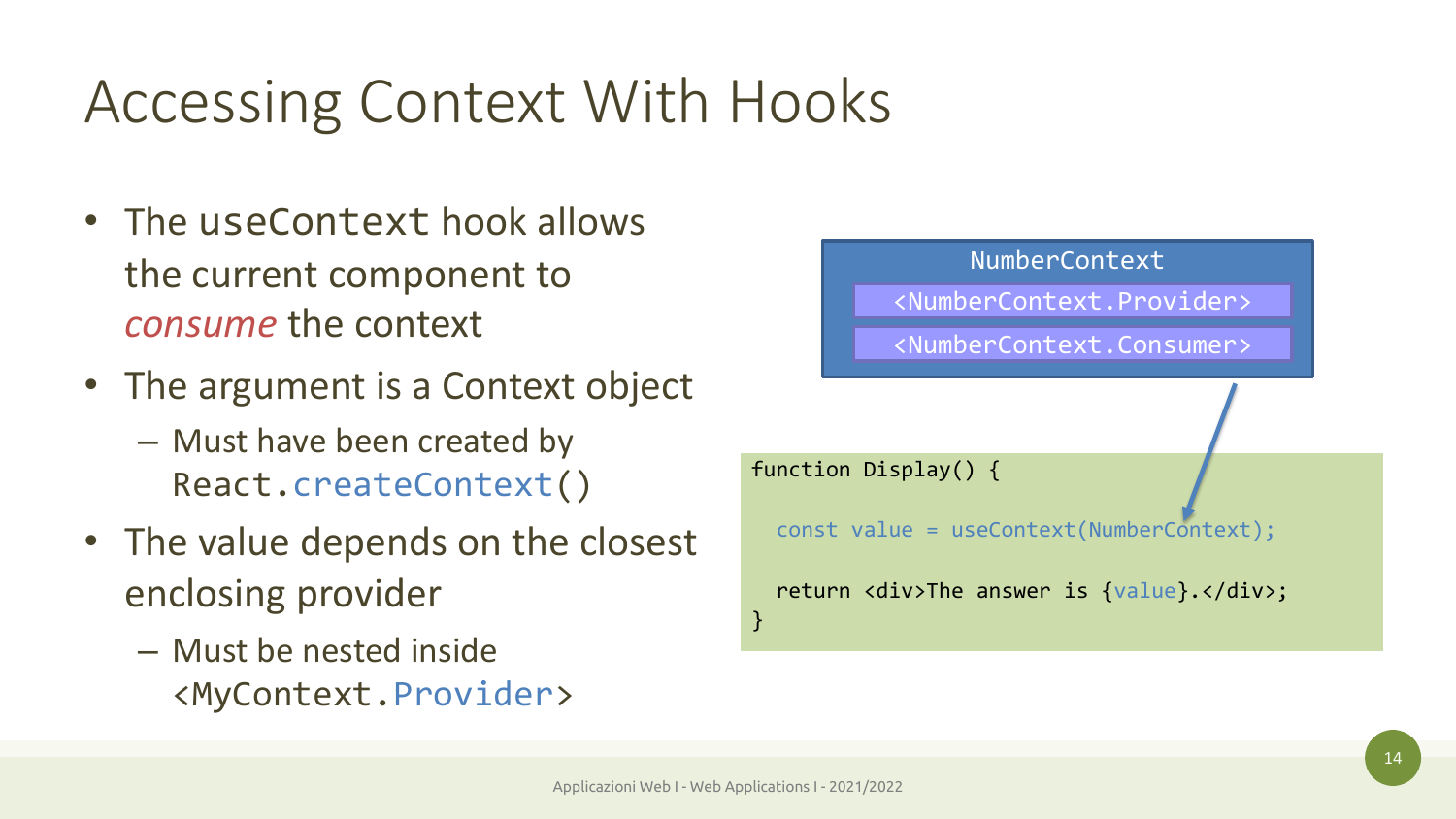# Accessing Context With Hooks

- The `useContext` hook allows the current component to *consume* the context
- The argument is a Context object
  - Must have been created by `React.createContext()`
- The value depends on the closest enclosing provider
  - Must be nested inside `<MyContext.Provider>`

NumberContext

`<NumberContext.Provider>`

`<NumberContext.Consumer>`

```
function Display() {

  const value = useContext(NumberContext);

  return <div>The answer is {value}.</div>;
}
```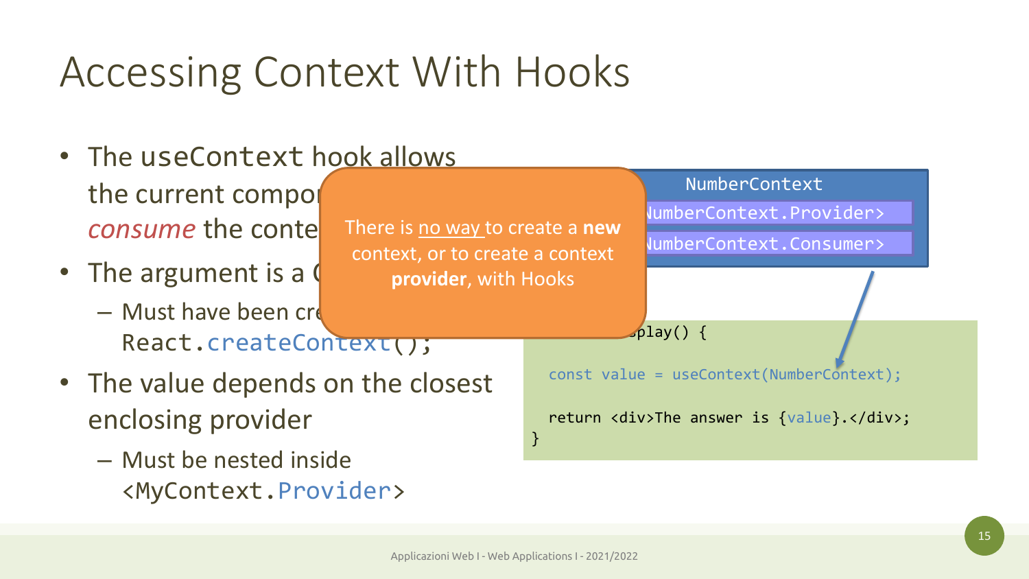# Accessing Context With Hooks

- The `useContext` hook allows the current compo... *consume* the conte...
- The argument is a (...
  - Must have been cre... `React.createContext();`
- The value depends on the closest enclosing provider
  - Must be nested inside `<MyContext.Provider>`

There is no way to create a **new** context, or to create a context **provider**, with Hooks

NumberContext

- `<NumberContext.Provider>`
- `<NumberContext.Consumer>`

```
...splay() {

  const value = useContext(NumberContext);

  return <div>The answer is {value}.</div>;
}
```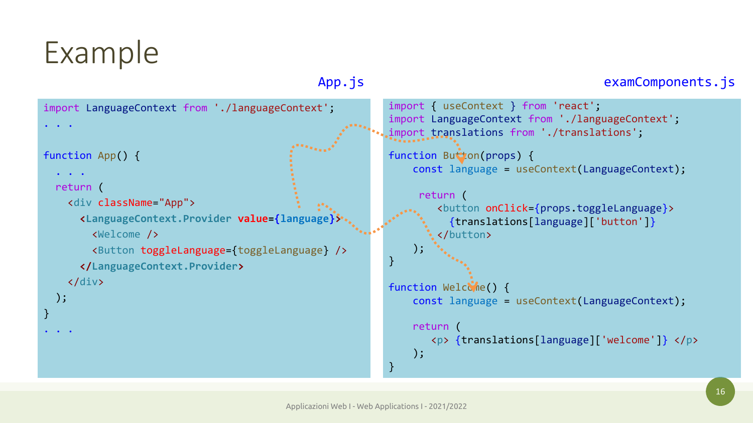# Example

**App.js**

```
import LanguageContext from './languageContext';
. . .

function App() {
  . . .
  return (
    <div className="App">
      <LanguageContext.Provider value={language}>
        <Welcome />
        <Button toggleLanguage={toggleLanguage} />
      </LanguageContext.Provider>
    </div>
  );
}
. . .
```

**examComponents.js**

```
import { useContext } from 'react';
import LanguageContext from './languageContext';
import translations from './translations';

function Button(props) {
    const language = useContext(LanguageContext);

     return (
        <button onClick={props.toggleLanguage}>
          {translations[language]['button']}
        </button>
    );
}

function Welcome() {
    const language = useContext(LanguageContext);

    return (
       <p> {translations[language]['welcome']} </p>
    );
}
```

Applicazioni Web I - Web Applications I - 2021/2022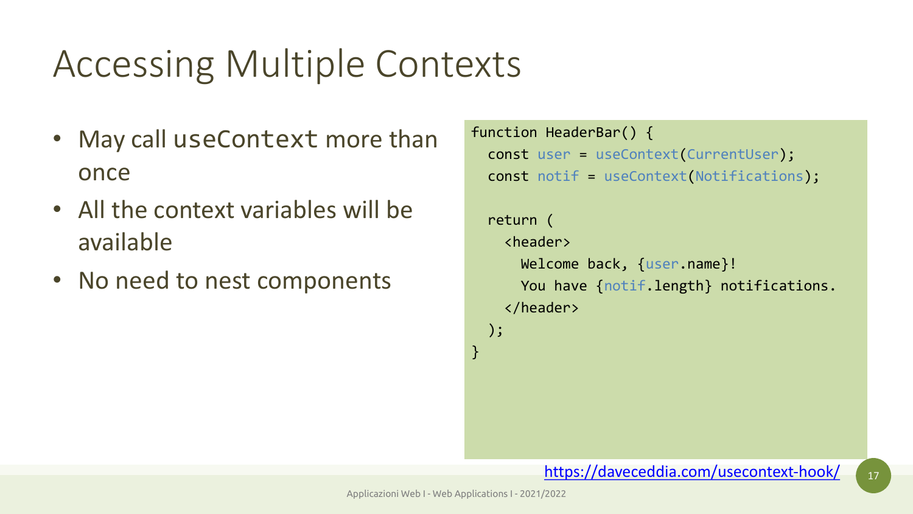# Accessing Multiple Contexts

- May call `useContext` more than once
- All the context variables will be available
- No need to nest components

```
function HeaderBar() {
  const user = useContext(CurrentUser);
  const notif = useContext(Notifications);

  return (
    <header>
      Welcome back, {user.name}!
      You have {notif.length} notifications.
    </header>
  );
}
```

https://daveceddia.com/usecontext-hook/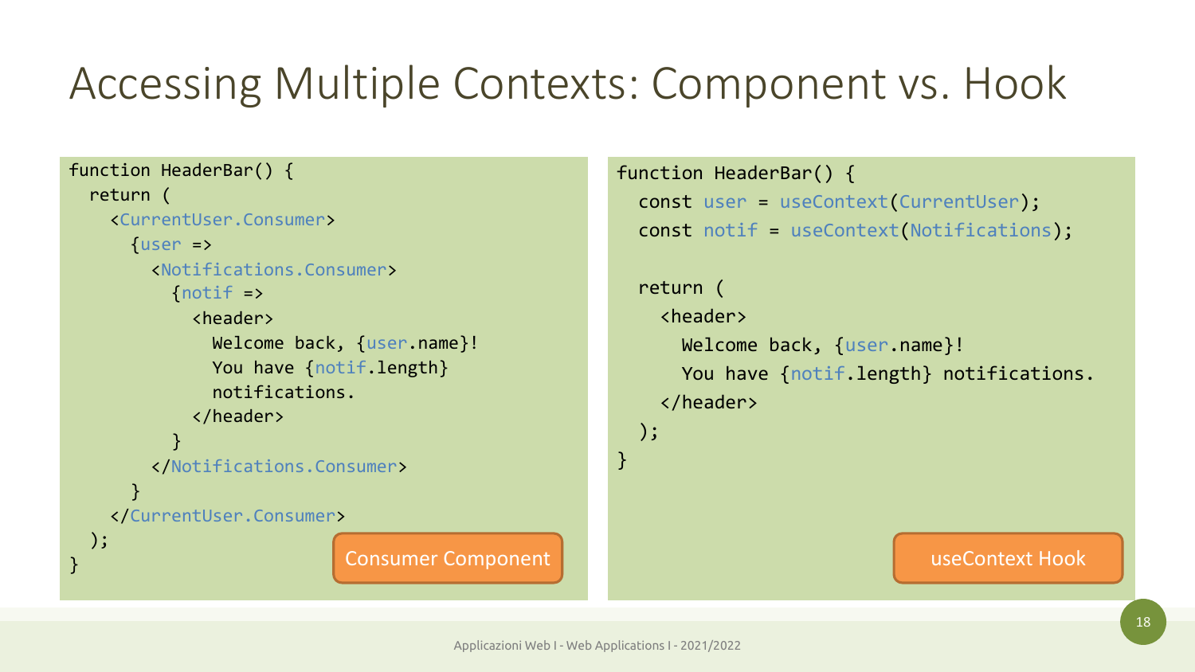# Accessing Multiple Contexts: Component vs. Hook

```
function HeaderBar() {
  return (
    <CurrentUser.Consumer>
      {user =>
        <Notifications.Consumer>
          {notif =>
            <header>
              Welcome back, {user.name}!
              You have {notif.length}
              notifications.
            </header>
          }
        </Notifications.Consumer>
      }
    </CurrentUser.Consumer>
  );
}
```

Consumer Component

```
function HeaderBar() {
  const user = useContext(CurrentUser);
  const notif = useContext(Notifications);

  return (
    <header>
      Welcome back, {user.name}!
      You have {notif.length} notifications.
    </header>
  );
}
```

useContext Hook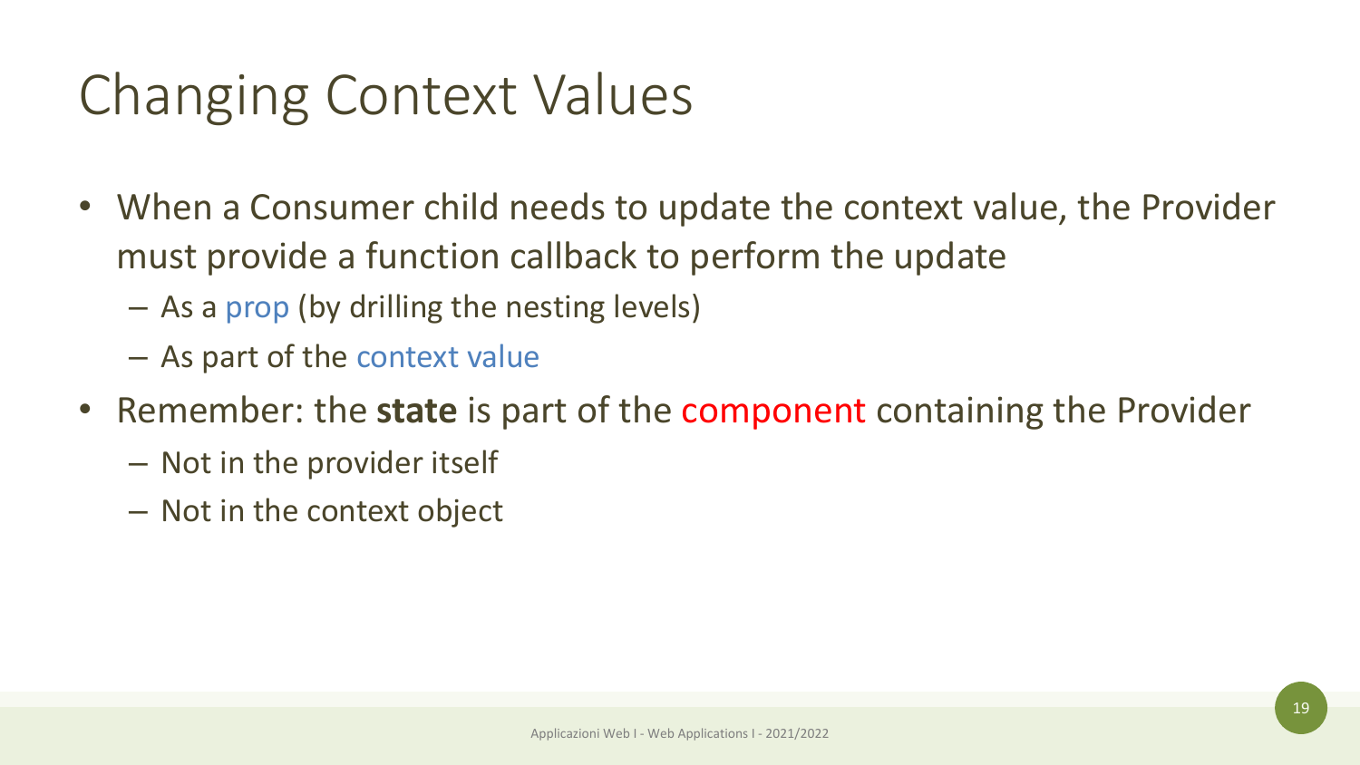# Changing Context Values

- When a Consumer child needs to update the context value, the Provider must provide a function callback to perform the update
  - As a prop (by drilling the nesting levels)
  - As part of the context value
- Remember: the **state** is part of the component containing the Provider
  - Not in the provider itself
  - Not in the context object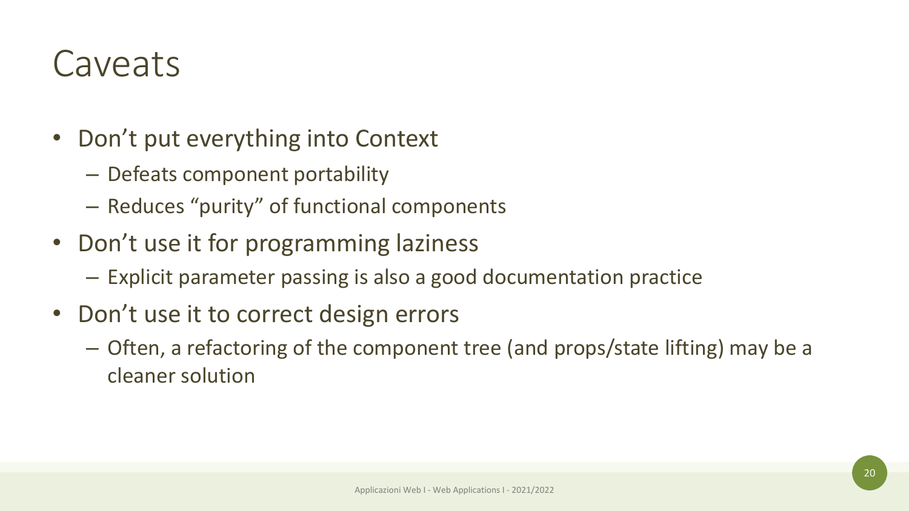# Caveats

- Don't put everything into Context
  - Defeats component portability
  - Reduces "purity" of functional components
- Don't use it for programming laziness
  - Explicit parameter passing is also a good documentation practice
- Don't use it to correct design errors
  - Often, a refactoring of the component tree (and props/state lifting) may be a cleaner solution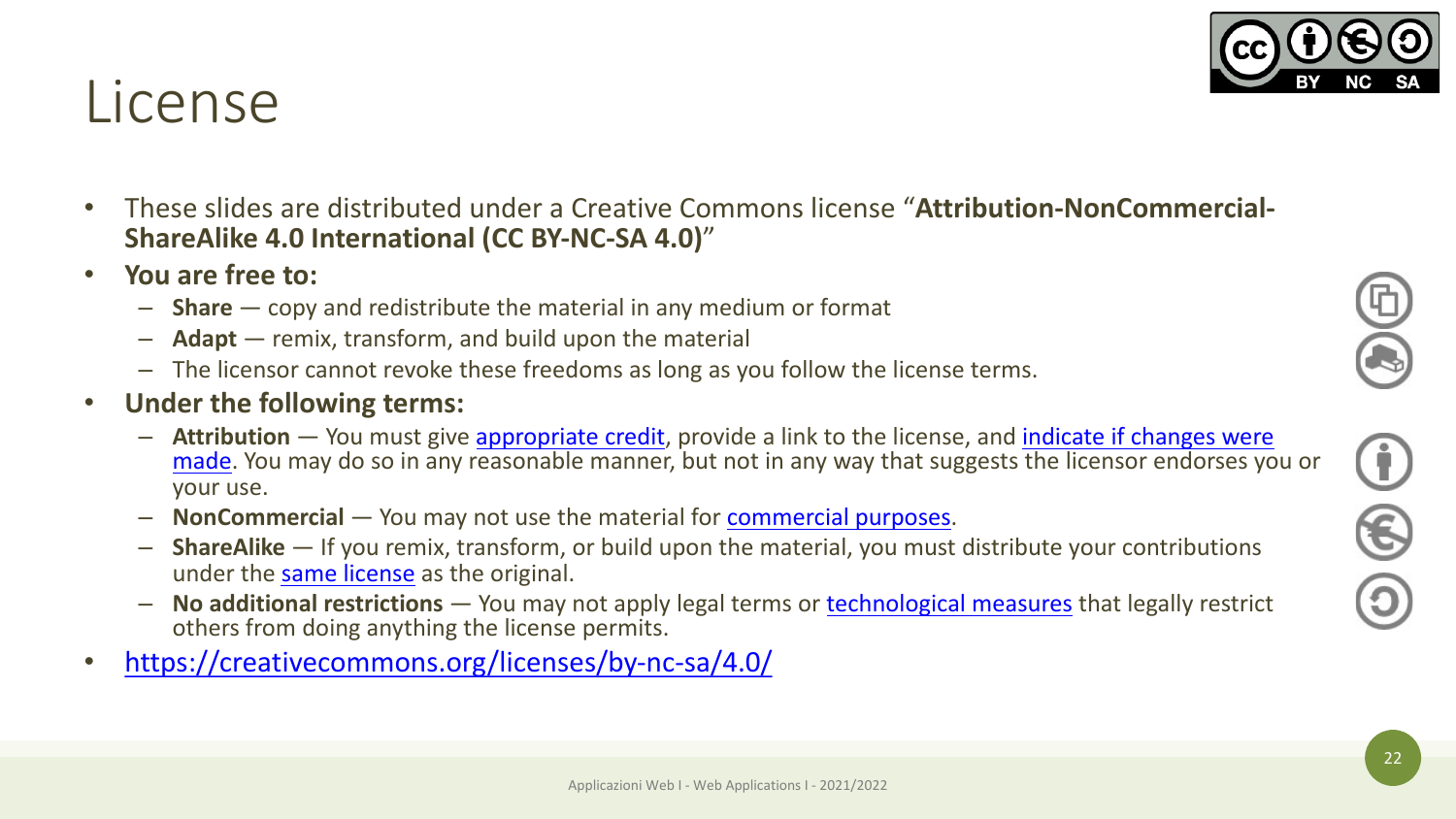# License

- These slides are distributed under a Creative Commons license "**Attribution-NonCommercial-ShareAlike 4.0 International (CC BY-NC-SA 4.0)**"
- **You are free to:**
  - **Share** — copy and redistribute the material in any medium or format
  - **Adapt** — remix, transform, and build upon the material
  - The licensor cannot revoke these freedoms as long as you follow the license terms.
- **Under the following terms:**
  - **Attribution** — You must give appropriate credit, provide a link to the license, and indicate if changes were made. You may do so in any reasonable manner, but not in any way that suggests the licensor endorses you or your use.
  - **NonCommercial** — You may not use the material for commercial purposes.
  - **ShareAlike** — If you remix, transform, or build upon the material, you must distribute your contributions under the same license as the original.
  - **No additional restrictions** — You may not apply legal terms or technological measures that legally restrict others from doing anything the license permits.
- https://creativecommons.org/licenses/by-nc-sa/4.0/